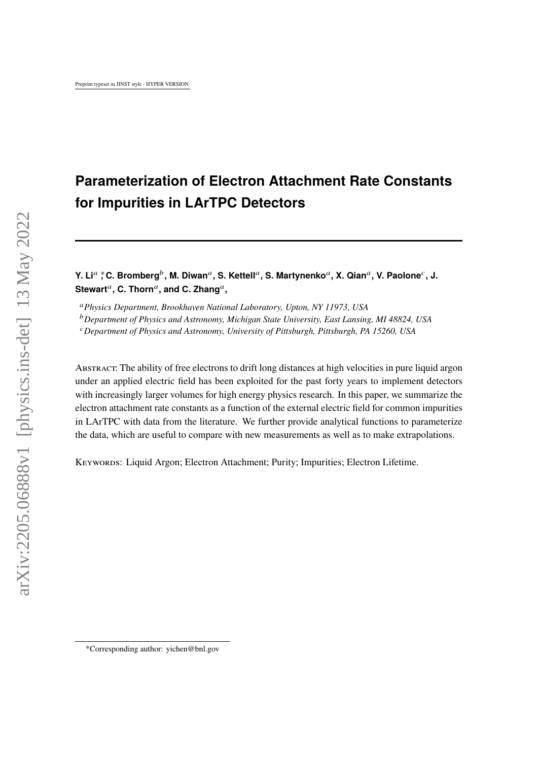# Parameterization of Electron Attachment Rate Constants for Impurities in LArTPC Detectors

**Y. Li[a] [*], C. Bromberg[b], M. Diwan[a], S. Kettell[a], S. Martynenko[a], X. Qian[a], V. Paolone[c], J. Stewart[a], C. Thorn[a], and C. Zhang[a],**

[a] *Physics Department, Brookhaven National Laboratory, Upton, NY 11973, USA*

[b] *Department of Physics and Astronomy, Michigan State University, East Lansing, MI 48824, USA*

[c] *Department of Physics and Astronomy, University of Pittsburgh, Pittsburgh, PA 15260, USA*

Abstract: The ability of free electrons to drift long distances at high velocities in pure liquid argon under an applied electric field has been exploited for the past forty years to implement detectors with increasingly larger volumes for high energy physics research. In this paper, we summarize the electron attachment rate constants as a function of the external electric field for common impurities in LArTPC with data from the literature. We further provide analytical functions to parameterize the data, which are useful to compare with new measurements as well as to make extrapolations.

Keywords: Liquid Argon; Electron Attachment; Purity; Impurities; Electron Lifetime.

*Corresponding author: yichen@bnl.gov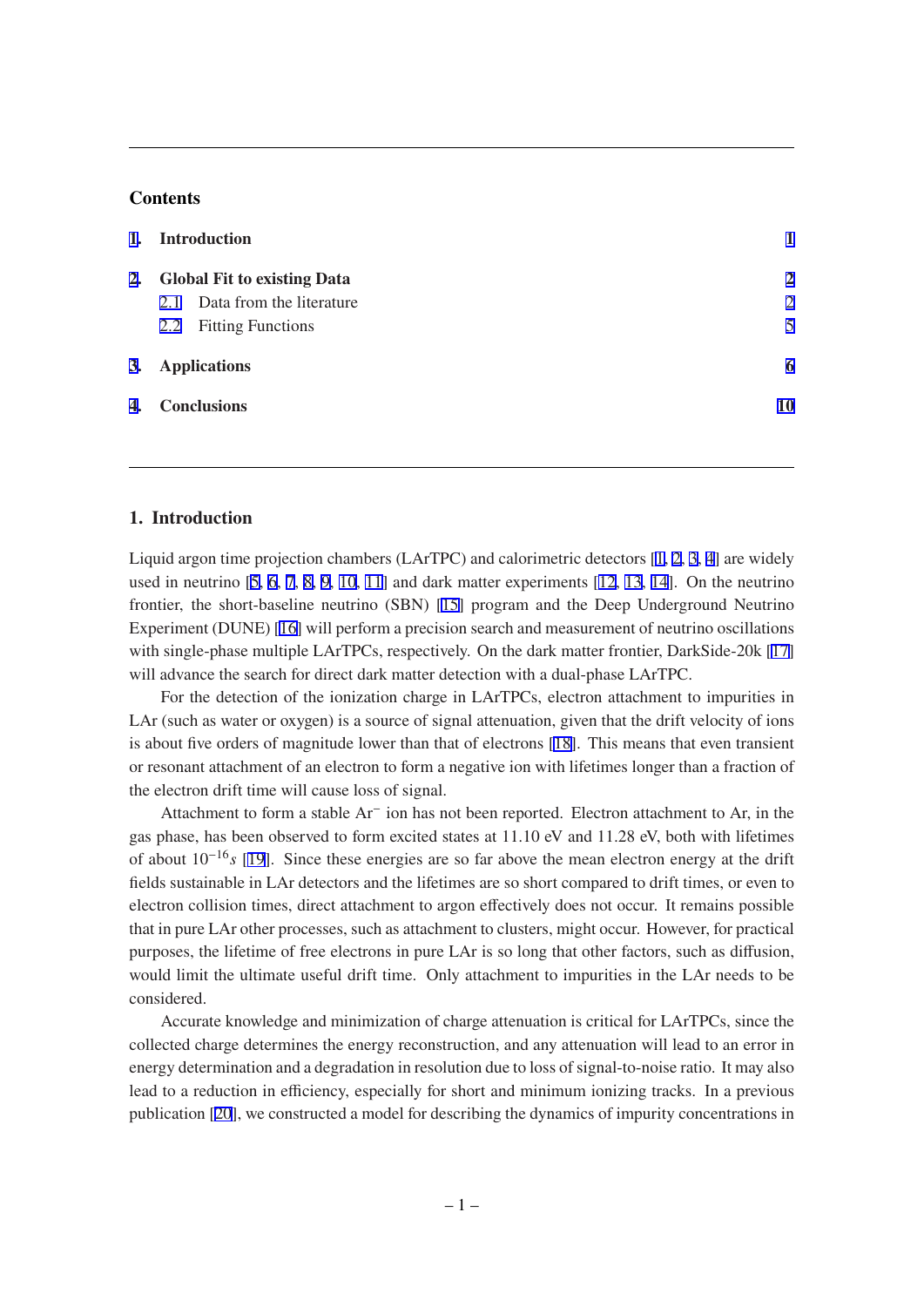## Contents

1. **Introduction** — 1
2. **Global Fit to existing Data** — 2
   - 2.1 Data from the literature — 2
   - 2.2 Fitting Functions — 5
3. **Applications** — 6
4. **Conclusions** — 10

## 1. Introduction

Liquid argon time projection chambers (LArTPC) and calorimetric detectors [1, 2, 3, 4] are widely used in neutrino [5, 6, 7, 8, 9, 10, 11] and dark matter experiments [12, 13, 14]. On the neutrino frontier, the short-baseline neutrino (SBN) [15] program and the Deep Underground Neutrino Experiment (DUNE) [16] will perform a precision search and measurement of neutrino oscillations with single-phase multiple LArTPCs, respectively. On the dark matter frontier, DarkSide-20k [17] will advance the search for direct dark matter detection with a dual-phase LArTPC.

For the detection of the ionization charge in LArTPCs, electron attachment to impurities in LAr (such as water or oxygen) is a source of signal attenuation, given that the drift velocity of ions is about five orders of magnitude lower than that of electrons [18]. This means that even transient or resonant attachment of an electron to form a negative ion with lifetimes longer than a fraction of the electron drift time will cause loss of signal.

Attachment to form a stable $Ar^-$ ion has not been reported. Electron attachment to Ar, in the gas phase, has been observed to form excited states at 11.10 eV and 11.28 eV, both with lifetimes of about $10^{-16}s$ [19]. Since these energies are so far above the mean electron energy at the drift fields sustainable in LAr detectors and the lifetimes are so short compared to drift times, or even to electron collision times, direct attachment to argon effectively does not occur. It remains possible that in pure LAr other processes, such as attachment to clusters, might occur. However, for practical purposes, the lifetime of free electrons in pure LAr is so long that other factors, such as diffusion, would limit the ultimate useful drift time. Only attachment to impurities in the LAr needs to be considered.

Accurate knowledge and minimization of charge attenuation is critical for LArTPCs, since the collected charge determines the energy reconstruction, and any attenuation will lead to an error in energy determination and a degradation in resolution due to loss of signal-to-noise ratio. It may also lead to a reduction in efficiency, especially for short and minimum ionizing tracks. In a previous publication [20], we constructed a model for describing the dynamics of impurity concentrations in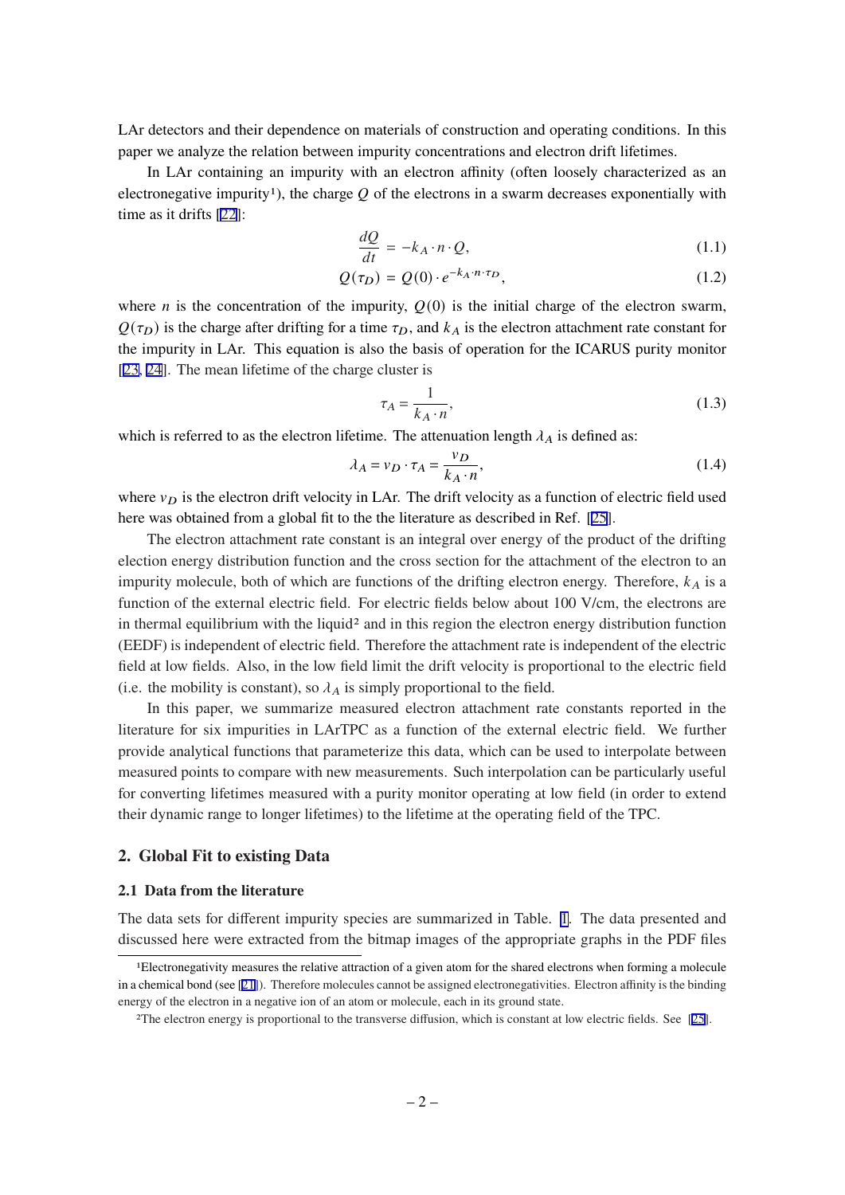LAr detectors and their dependence on materials of construction and operating conditions. In this paper we analyze the relation between impurity concentrations and electron drift lifetimes.

In LAr containing an impurity with an electron affinity (often loosely characterized as an electronegative impurity[1]), the charge $Q$ of the electrons in a swarm decreases exponentially with time as it drifts [22]:

$$\frac{dQ}{dt} = -k_A \cdot n \cdot Q, \tag{1.1}$$

$$Q(\tau_D) = Q(0) \cdot e^{-k_A \cdot n \cdot \tau_D}, \tag{1.2}$$

where $n$ is the concentration of the impurity, $Q(0)$ is the initial charge of the electron swarm, $Q(\tau_D)$ is the charge after drifting for a time $\tau_D$, and $k_A$ is the electron attachment rate constant for the impurity in LAr. This equation is also the basis of operation for the ICARUS purity monitor [23, 24]. The mean lifetime of the charge cluster is

$$\tau_A = \frac{1}{k_A \cdot n}, \tag{1.3}$$

which is referred to as the electron lifetime. The attenuation length $\lambda_A$ is defined as:

$$\lambda_A = v_D \cdot \tau_A = \frac{v_D}{k_A \cdot n}, \tag{1.4}$$

where $v_D$ is the electron drift velocity in LAr. The drift velocity as a function of electric field used here was obtained from a global fit to the the literature as described in Ref. [25].

The electron attachment rate constant is an integral over energy of the product of the drifting election energy distribution function and the cross section for the attachment of the electron to an impurity molecule, both of which are functions of the drifting electron energy. Therefore, $k_A$ is a function of the external electric field. For electric fields below about 100 V/cm, the electrons are in thermal equilibrium with the liquid[2] and in this region the electron energy distribution function (EEDF) is independent of electric field. Therefore the attachment rate is independent of the electric field at low fields. Also, in the low field limit the drift velocity is proportional to the electric field (i.e. the mobility is constant), so $\lambda_A$ is simply proportional to the field.

In this paper, we summarize measured electron attachment rate constants reported in the literature for six impurities in LArTPC as a function of the external electric field. We further provide analytical functions that parameterize this data, which can be used to interpolate between measured points to compare with new measurements. Such interpolation can be particularly useful for converting lifetimes measured with a purity monitor operating at low field (in order to extend their dynamic range to longer lifetimes) to the lifetime at the operating field of the TPC.

## 2. Global Fit to existing Data

### 2.1 Data from the literature

The data sets for different impurity species are summarized in Table. 1. The data presented and discussed here were extracted from the bitmap images of the appropriate graphs in the PDF files

---

[1]Electronegativity measures the relative attraction of a given atom for the shared electrons when forming a molecule in a chemical bond (see [21]). Therefore molecules cannot be assigned electronegativities. Electron affinity is the binding energy of the electron in a negative ion of an atom or molecule, each in its ground state.

[2]The electron energy is proportional to the transverse diffusion, which is constant at low electric fields. See [25].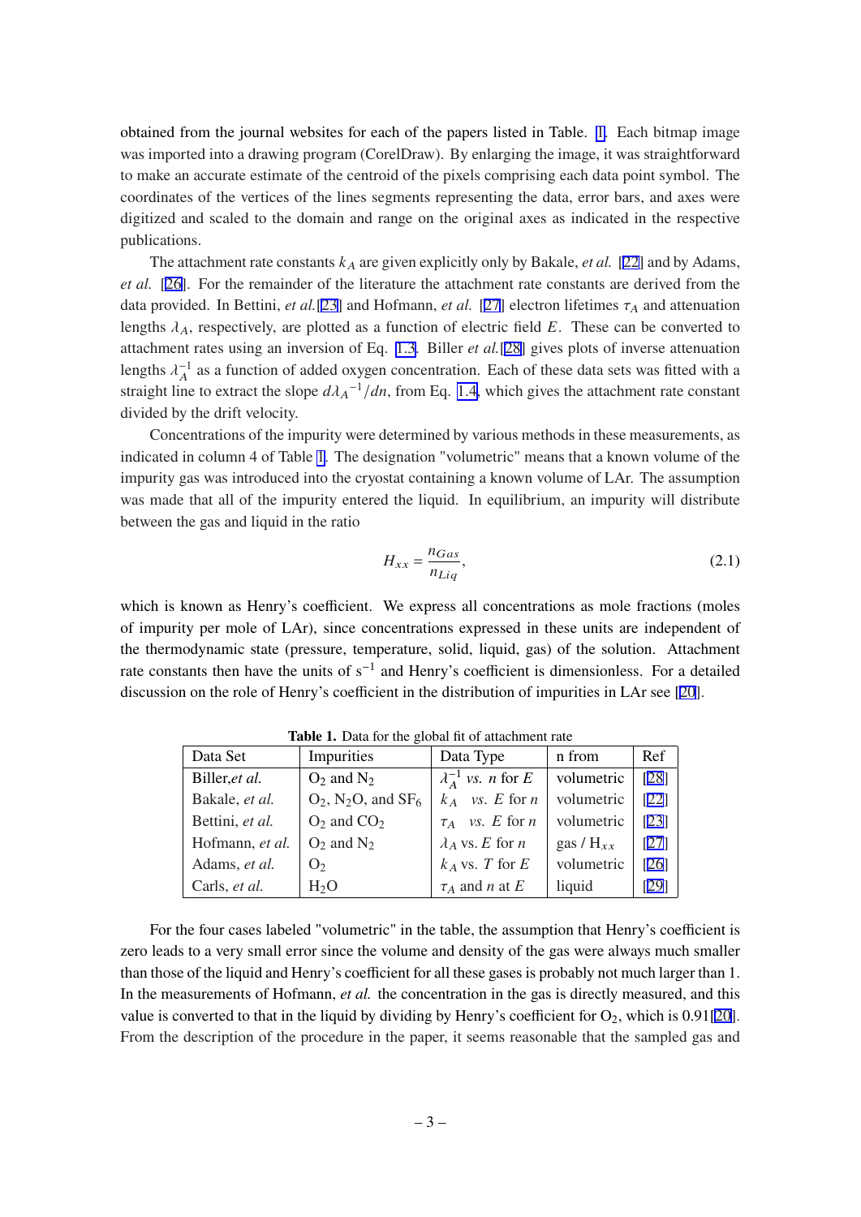obtained from the journal websites for each of the papers listed in Table. 1. Each bitmap image was imported into a drawing program (CorelDraw). By enlarging the image, it was straightforward to make an accurate estimate of the centroid of the pixels comprising each data point symbol. The coordinates of the vertices of the lines segments representing the data, error bars, and axes were digitized and scaled to the domain and range on the original axes as indicated in the respective publications.

The attachment rate constants $k_A$ are given explicitly only by Bakale, *et al.* [22] and by Adams, *et al.* [26]. For the remainder of the literature the attachment rate constants are derived from the data provided. In Bettini, *et al.*[23] and Hofmann, *et al.* [27] electron lifetimes $\tau_A$ and attenuation lengths $\lambda_A$, respectively, are plotted as a function of electric field $E$. These can be converted to attachment rates using an inversion of Eq. 1.3. Biller *et al.*[28] gives plots of inverse attenuation lengths $\lambda_A^{-1}$ as a function of added oxygen concentration. Each of these data sets was fitted with a straight line to extract the slope $d\lambda_A{}^{-1}/dn$, from Eq. 1.4, which gives the attachment rate constant divided by the drift velocity.

Concentrations of the impurity were determined by various methods in these measurements, as indicated in column 4 of Table 1. The designation "volumetric" means that a known volume of the impurity gas was introduced into the cryostat containing a known volume of LAr. The assumption was made that all of the impurity entered the liquid. In equilibrium, an impurity will distribute between the gas and liquid in the ratio

$$H_{xx} = \frac{n_{Gas}}{n_{Liq}}, \tag{2.1}$$

which is known as Henry's coefficient. We express all concentrations as mole fractions (moles of impurity per mole of LAr), since concentrations expressed in these units are independent of the thermodynamic state (pressure, temperature, solid, liquid, gas) of the solution. Attachment rate constants then have the units of $s^{-1}$ and Henry's coefficient is dimensionless. For a detailed discussion on the role of Henry's coefficient in the distribution of impurities in LAr see [20].

**Table 1.** Data for the global fit of attachment rate

| Data Set | Impurities | Data Type | n from | Ref |
|---|---|---|---|---|
| Biller, *et al.* | $O_2$ and $N_2$ | $\lambda_A^{-1}$ *vs.* $n$ for $E$ | volumetric | [28] |
| Bakale, *et al.* | $O_2$, $N_2O$, and $SF_6$ | $k_A$ *vs.* $E$ for $n$ | volumetric | [22] |
| Bettini, *et al.* | $O_2$ and $CO_2$ | $\tau_A$ *vs.* $E$ for $n$ | volumetric | [23] |
| Hofmann, *et al.* | $O_2$ and $N_2$ | $\lambda_A$ vs. $E$ for $n$ | gas / $H_{xx}$ | [27] |
| Adams, *et al.* | $O_2$ | $k_A$ vs. $T$ for $E$ | volumetric | [26] |
| Carls, *et al.* | $H_2O$ | $\tau_A$ and $n$ at $E$ | liquid | [29] |

For the four cases labeled "volumetric" in the table, the assumption that Henry's coefficient is zero leads to a very small error since the volume and density of the gas were always much smaller than those of the liquid and Henry's coefficient for all these gases is probably not much larger than 1. In the measurements of Hofmann, *et al.* the concentration in the gas is directly measured, and this value is converted to that in the liquid by dividing by Henry's coefficient for $O_2$, which is 0.91[20]. From the description of the procedure in the paper, it seems reasonable that the sampled gas and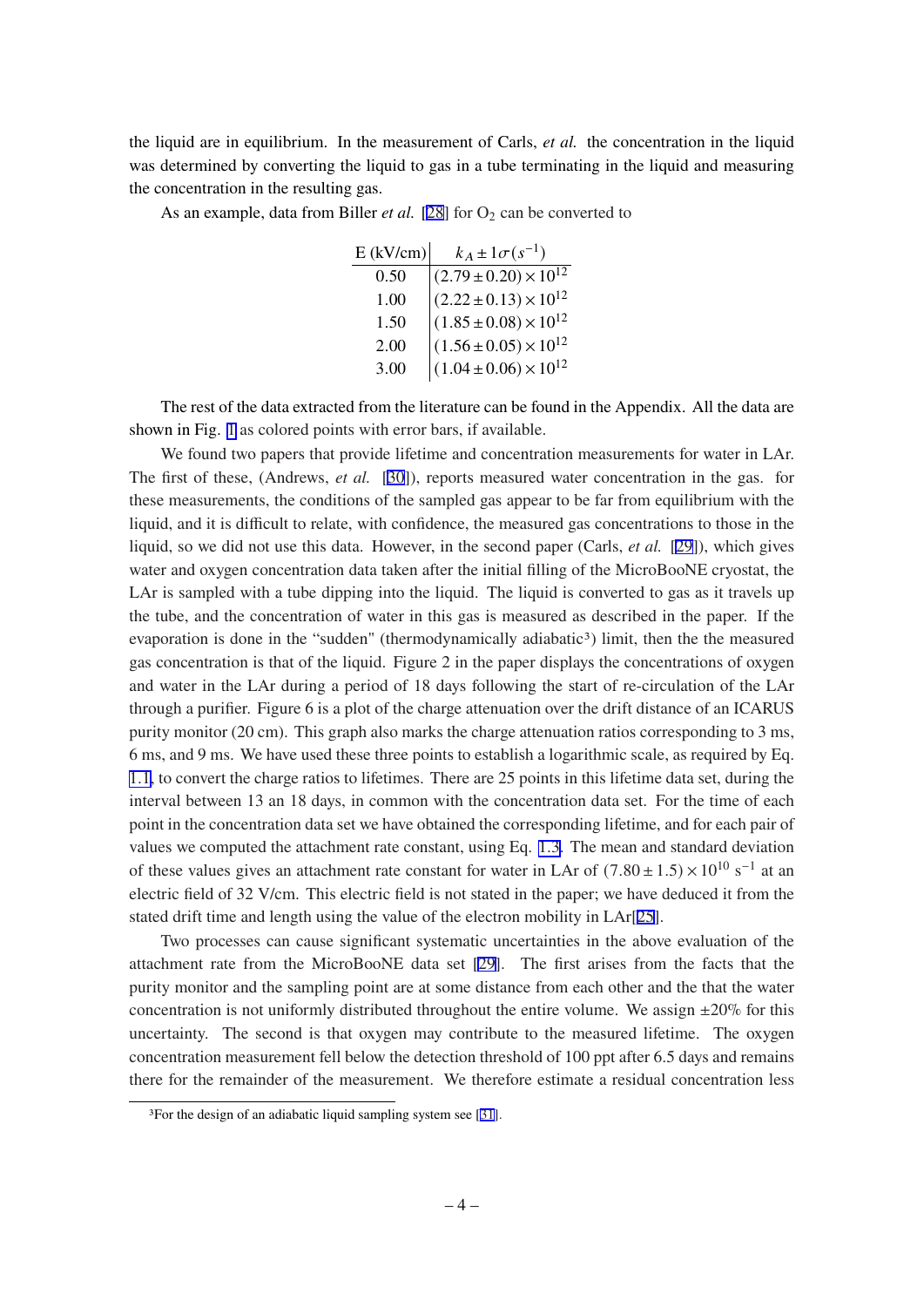the liquid are in equilibrium. In the measurement of Carls, *et al.* the concentration in the liquid was determined by converting the liquid to gas in a tube terminating in the liquid and measuring the concentration in the resulting gas.

As an example, data from Biller *et al.* [28] for $O_2$ can be converted to

| E (kV/cm) | $k_A \pm 1\sigma(s^{-1})$ |
|---|---|
| 0.50 | $(2.79 \pm 0.20) \times 10^{12}$ |
| 1.00 | $(2.22 \pm 0.13) \times 10^{12}$ |
| 1.50 | $(1.85 \pm 0.08) \times 10^{12}$ |
| 2.00 | $(1.56 \pm 0.05) \times 10^{12}$ |
| 3.00 | $(1.04 \pm 0.06) \times 10^{12}$ |

The rest of the data extracted from the literature can be found in the Appendix. All the data are shown in Fig. 1 as colored points with error bars, if available.

We found two papers that provide lifetime and concentration measurements for water in LAr. The first of these, (Andrews, *et al.* [30]), reports measured water concentration in the gas. for these measurements, the conditions of the sampled gas appear to be far from equilibrium with the liquid, and it is difficult to relate, with confidence, the measured gas concentrations to those in the liquid, so we did not use this data. However, in the second paper (Carls, *et al.* [29]), which gives water and oxygen concentration data taken after the initial filling of the MicroBooNE cryostat, the LAr is sampled with a tube dipping into the liquid. The liquid is converted to gas as it travels up the tube, and the concentration of water in this gas is measured as described in the paper. If the evaporation is done in the "sudden" (thermodynamically adiabatic[3]) limit, then the the measured gas concentration is that of the liquid. Figure 2 in the paper displays the concentrations of oxygen and water in the LAr during a period of 18 days following the start of re-circulation of the LAr through a purifier. Figure 6 is a plot of the charge attenuation over the drift distance of an ICARUS purity monitor (20 cm). This graph also marks the charge attenuation ratios corresponding to 3 ms, 6 ms, and 9 ms. We have used these three points to establish a logarithmic scale, as required by Eq. 1.1, to convert the charge ratios to lifetimes. There are 25 points in this lifetime data set, during the interval between 13 an 18 days, in common with the concentration data set. For the time of each point in the concentration data set we have obtained the corresponding lifetime, and for each pair of values we computed the attachment rate constant, using Eq. 1.3. The mean and standard deviation of these values gives an attachment rate constant for water in LAr of $(7.80 \pm 1.5) \times 10^{10}$ s$^{-1}$ at an electric field of 32 V/cm. This electric field is not stated in the paper; we have deduced it from the stated drift time and length using the value of the electron mobility in LAr[25].

Two processes can cause significant systematic uncertainties in the above evaluation of the attachment rate from the MicroBooNE data set [29]. The first arises from the facts that the purity monitor and the sampling point are at some distance from each other and the that the water concentration is not uniformly distributed throughout the entire volume. We assign ±20% for this uncertainty. The second is that oxygen may contribute to the measured lifetime. The oxygen concentration measurement fell below the detection threshold of 100 ppt after 6.5 days and remains there for the remainder of the measurement. We therefore estimate a residual concentration less

[3]For the design of an adiabatic liquid sampling system see [31].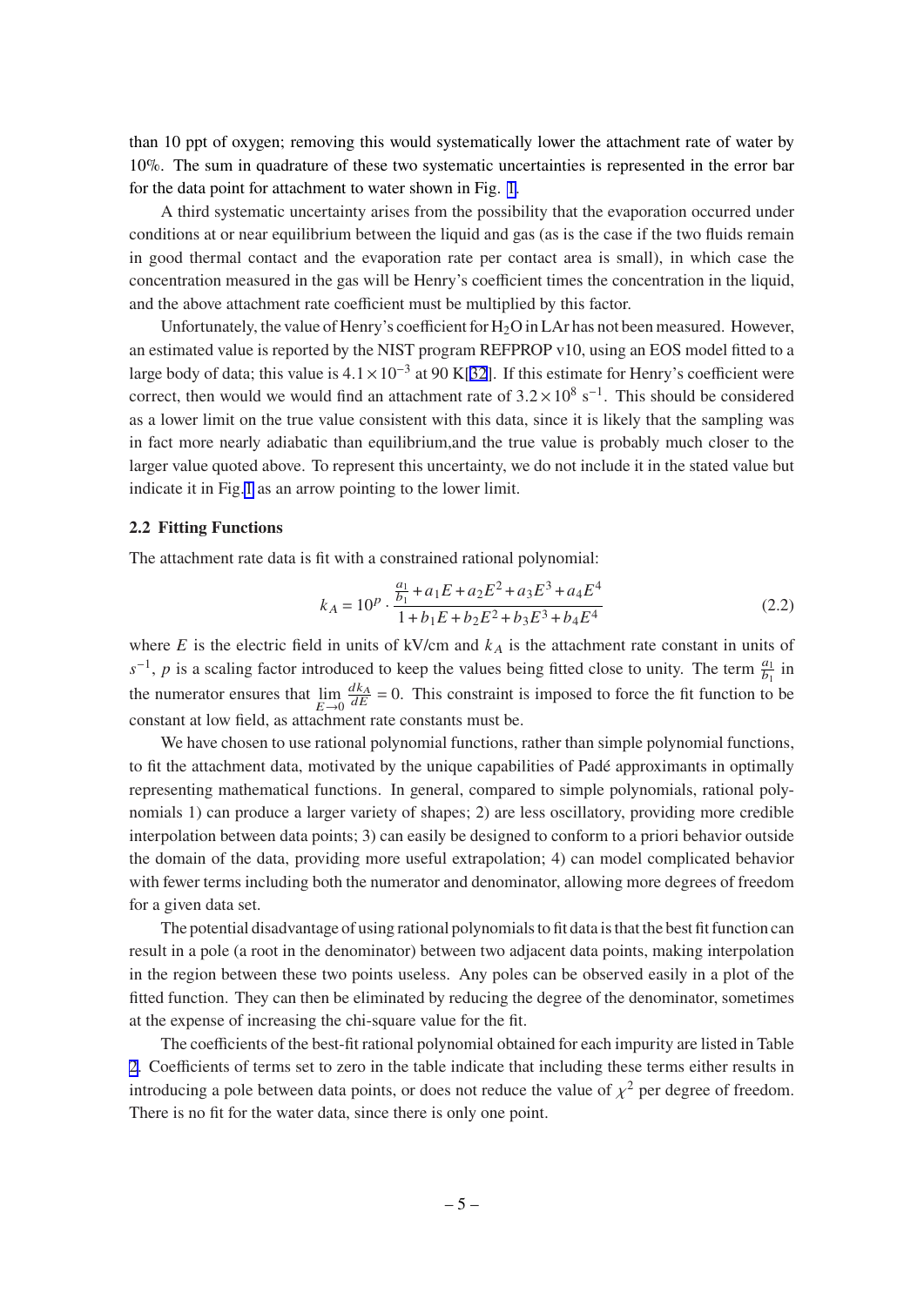than 10 ppt of oxygen; removing this would systematically lower the attachment rate of water by 10%. The sum in quadrature of these two systematic uncertainties is represented in the error bar for the data point for attachment to water shown in Fig. 1.

A third systematic uncertainty arises from the possibility that the evaporation occurred under conditions at or near equilibrium between the liquid and gas (as is the case if the two fluids remain in good thermal contact and the evaporation rate per contact area is small), in which case the concentration measured in the gas will be Henry's coefficient times the concentration in the liquid, and the above attachment rate coefficient must be multiplied by this factor.

Unfortunately, the value of Henry's coefficient for $H_2O$ in LAr has not been measured. However, an estimated value is reported by the NIST program REFPROP v10, using an EOS model fitted to a large body of data; this value is $4.1\times10^{-3}$ at 90 K[32]. If this estimate for Henry's coefficient were correct, then would we would find an attachment rate of $3.2\times10^{8}$ $s^{-1}$. This should be considered as a lower limit on the true value consistent with this data, since it is likely that the sampling was in fact more nearly adiabatic than equilibrium,and the true value is probably much closer to the larger value quoted above. To represent this uncertainty, we do not include it in the stated value but indicate it in Fig.1 as an arrow pointing to the lower limit.

### 2.2 Fitting Functions

The attachment rate data is fit with a constrained rational polynomial:

$$k_A = 10^p \cdot \frac{\frac{a_1}{b_1} + a_1 E + a_2 E^2 + a_3 E^3 + a_4 E^4}{1 + b_1 E + b_2 E^2 + b_3 E^3 + b_4 E^4} \tag{2.2}$$

where $E$ is the electric field in units of kV/cm and $k_A$ is the attachment rate constant in units of $s^{-1}$, $p$ is a scaling factor introduced to keep the values being fitted close to unity. The term $\frac{a_1}{b_1}$ in the numerator ensures that $\lim_{E\to 0} \frac{dk_A}{dE} = 0$. This constraint is imposed to force the fit function to be constant at low field, as attachment rate constants must be.

We have chosen to use rational polynomial functions, rather than simple polynomial functions, to fit the attachment data, motivated by the unique capabilities of Padé approximants in optimally representing mathematical functions. In general, compared to simple polynomials, rational polynomials 1) can produce a larger variety of shapes; 2) are less oscillatory, providing more credible interpolation between data points; 3) can easily be designed to conform to a priori behavior outside the domain of the data, providing more useful extrapolation; 4) can model complicated behavior with fewer terms including both the numerator and denominator, allowing more degrees of freedom for a given data set.

The potential disadvantage of using rational polynomials to fit data is that the best fit function can result in a pole (a root in the denominator) between two adjacent data points, making interpolation in the region between these two points useless. Any poles can be observed easily in a plot of the fitted function. They can then be eliminated by reducing the degree of the denominator, sometimes at the expense of increasing the chi-square value for the fit.

The coefficients of the best-fit rational polynomial obtained for each impurity are listed in Table 2. Coefficients of terms set to zero in the table indicate that including these terms either results in introducing a pole between data points, or does not reduce the value of $\chi^2$ per degree of freedom. There is no fit for the water data, since there is only one point.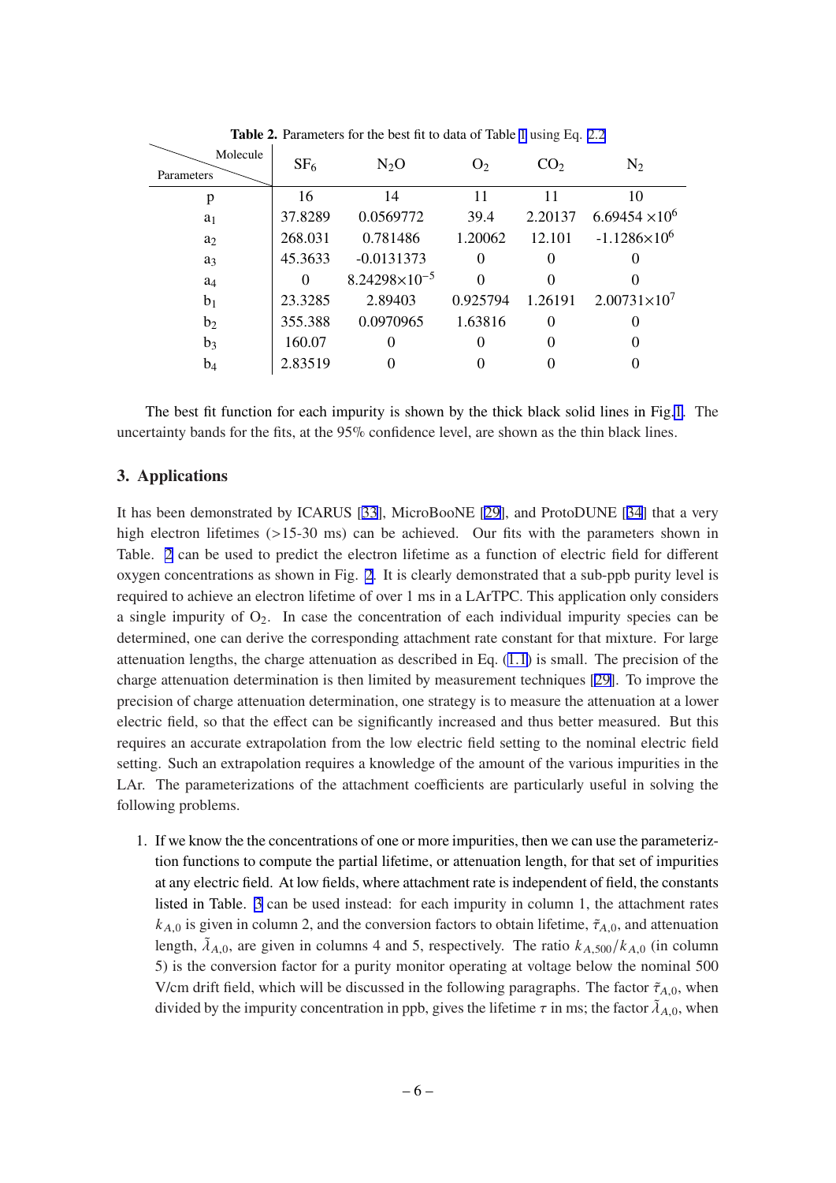**Table 2.** Parameters for the best fit to data of Table 1 using Eq. 2.2

| Parameters \ Molecule | $SF_6$ | $N_2O$ | $O_2$ | $CO_2$ | $N_2$ |
|---|---|---|---|---|---|
| p | 16 | 14 | 11 | 11 | 10 |
| $a_1$ | 37.8289 | 0.0569772 | 39.4 | 2.20137 | $6.69454 \times 10^6$ |
| $a_2$ | 268.031 | 0.781486 | 1.20062 | 12.101 | $-1.1286 \times 10^6$ |
| $a_3$ | 45.3633 | -0.0131373 | 0 | 0 | 0 |
| $a_4$ | 0 | $8.24298 \times 10^{-5}$ | 0 | 0 | 0 |
| $b_1$ | 23.3285 | 2.89403 | 0.925794 | 1.26191 | $2.00731 \times 10^7$ |
| $b_2$ | 355.388 | 0.0970965 | 1.63816 | 0 | 0 |
| $b_3$ | 160.07 | 0 | 0 | 0 | 0 |
| $b_4$ | 2.83519 | 0 | 0 | 0 | 0 |

The best fit function for each impurity is shown by the thick black solid lines in Fig.1. The uncertainty bands for the fits, at the 95% confidence level, are shown as the thin black lines.

## 3. Applications

It has been demonstrated by ICARUS [33], MicroBooNE [29], and ProtoDUNE [34] that a very high electron lifetimes (>15-30 ms) can be achieved. Our fits with the parameters shown in Table. 2 can be used to predict the electron lifetime as a function of electric field for different oxygen concentrations as shown in Fig. 2. It is clearly demonstrated that a sub-ppb purity level is required to achieve an electron lifetime of over 1 ms in a LArTPC. This application only considers a single impurity of $O_2$. In case the concentration of each individual impurity species can be determined, one can derive the corresponding attachment rate constant for that mixture. For large attenuation lengths, the charge attenuation as described in Eq. (1.1) is small. The precision of the charge attenuation determination is then limited by measurement techniques [29]. To improve the precision of charge attenuation determination, one strategy is to measure the attenuation at a lower electric field, so that the effect can be significantly increased and thus better measured. But this requires an accurate extrapolation from the low electric field setting to the nominal electric field setting. Such an extrapolation requires a knowledge of the amount of the various impurities in the LAr. The parameterizations of the attachment coefficients are particularly useful in solving the following problems.

1. If we know the the concentrations of one or more impurities, then we can use the parameteriztion functions to compute the partial lifetime, or attenuation length, for that set of impurities at any electric field. At low fields, where attachment rate is independent of field, the constants listed in Table. 3 can be used instead: for each impurity in column 1, the attachment rates $k_{A,0}$ is given in column 2, and the conversion factors to obtain lifetime, $\tilde{\tau}_{A,0}$, and attenuation length, $\tilde{\lambda}_{A,0}$, are given in columns 4 and 5, respectively. The ratio $k_{A,500}/k_{A,0}$ (in column 5) is the conversion factor for a purity monitor operating at voltage below the nominal 500 V/cm drift field, which will be discussed in the following paragraphs. The factor $\tilde{\tau}_{A,0}$, when divided by the impurity concentration in ppb, gives the lifetime $\tau$ in ms; the factor $\tilde{\lambda}_{A,0}$, when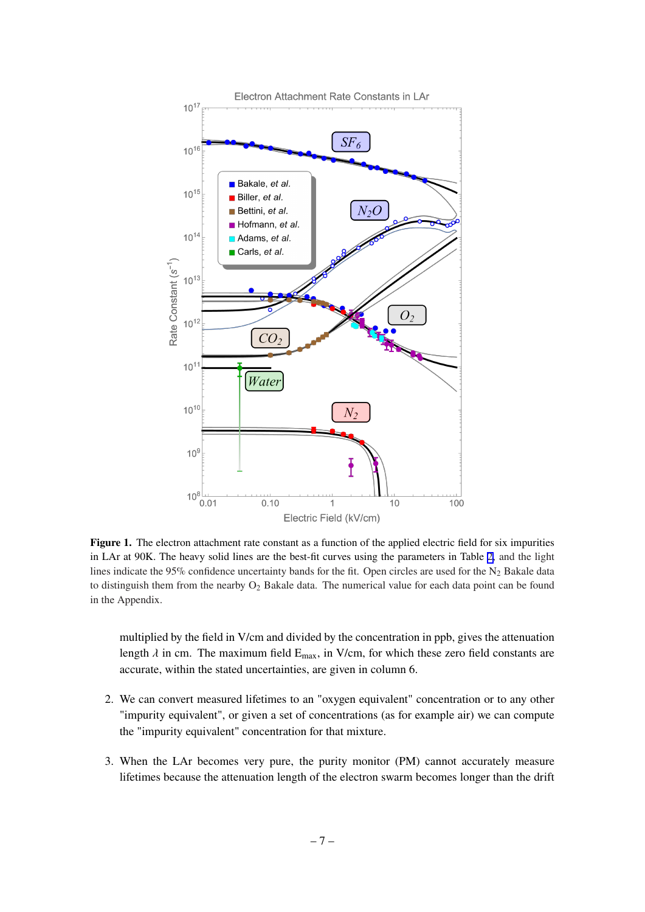**Figure 1.** The electron attachment rate constant as a function of the applied electric field for six impurities in LAr at 90K. The heavy solid lines are the best-fit curves using the parameters in Table 2, and the light lines indicate the 95% confidence uncertainty bands for the fit. Open circles are used for the $N_2$ Bakale data to distinguish them from the nearby $O_2$ Bakale data. The numerical value for each data point can be found in the Appendix.

multiplied by the field in V/cm and divided by the concentration in ppb, gives the attenuation length $\lambda$ in cm. The maximum field $E_{max}$, in V/cm, for which these zero field constants are accurate, within the stated uncertainties, are given in column 6.

2. We can convert measured lifetimes to an "oxygen equivalent" concentration or to any other "impurity equivalent", or given a set of concentrations (as for example air) we can compute the "impurity equivalent" concentration for that mixture.

3. When the LAr becomes very pure, the purity monitor (PM) cannot accurately measure lifetimes because the attenuation length of the electron swarm becomes longer than the drift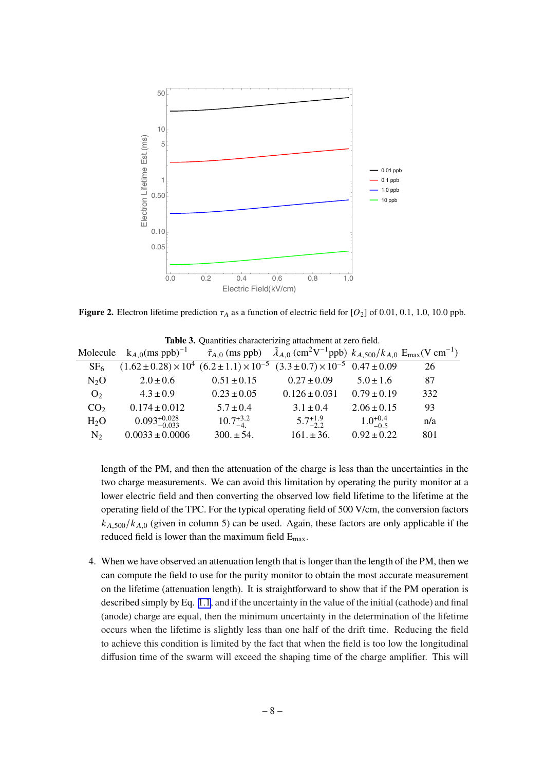**Figure 2.** Electron lifetime prediction $\tau_A$ as a function of electric field for $[O_2]$ of 0.01, 0.1, 1.0, 10.0 ppb.

**Table 3.** Quantities characterizing attachment at zero field.

| Molecule | $k_{A,0}$(ms ppb)$^{-1}$ | $\tilde{\tau}_{A,0}$ (ms ppb) | $\tilde{\lambda}_{A,0}$ (cm$^2$V$^{-1}$ppb) | $k_{A,500}/k_{A,0}$ | E$_{\max}$(V cm$^{-1}$) |
|---|---|---|---|---|---|
| $SF_6$ | $(1.62 \pm 0.28) \times 10^4$ | $(6.2 \pm 1.1) \times 10^{-5}$ | $(3.3 \pm 0.7) \times 10^{-5}$ | $0.47 \pm 0.09$ | 26 |
| $N_2O$ | $2.0 \pm 0.6$ | $0.51 \pm 0.15$ | $0.27 \pm 0.09$ | $5.0 \pm 1.6$ | 87 |
| $O_2$ | $4.3 \pm 0.9$ | $0.23 \pm 0.05$ | $0.126 \pm 0.031$ | $0.79 \pm 0.19$ | 332 |
| $CO_2$ | $0.174 \pm 0.012$ | $5.7 \pm 0.4$ | $3.1 \pm 0.4$ | $2.06 \pm 0.15$ | 93 |
| $H_2O$ | $0.093^{+0.028}_{-0.033}$ | $10.7^{+3.2}_{-4.}$ | $5.7^{+1.9}_{-2.2}$ | $1.0^{+0.4}_{-0.5}$ | n/a |
| $N_2$ | $0.0033 \pm 0.0006$ | $300. \pm 54.$ | $161. \pm 36.$ | $0.92 \pm 0.22$ | 801 |

length of the PM, and then the attenuation of the charge is less than the uncertainties in the two charge measurements. We can avoid this limitation by operating the purity monitor at a lower electric field and then converting the observed low field lifetime to the lifetime at the operating field of the TPC. For the typical operating field of 500 V/cm, the conversion factors $k_{A,500}/k_{A,0}$ (given in column 5) can be used. Again, these factors are only applicable if the reduced field is lower than the maximum field E$_{\max}$.

4. When we have observed an attenuation length that is longer than the length of the PM, then we can compute the field to use for the purity monitor to obtain the most accurate measurement on the lifetime (attenuation length). It is straightforward to show that if the PM operation is described simply by Eq. 1.1, and if the uncertainty in the value of the initial (cathode) and final (anode) charge are equal, then the minimum uncertainty in the determination of the lifetime occurs when the lifetime is slightly less than one half of the drift time. Reducing the field to achieve this condition is limited by the fact that when the field is too low the longitudinal diffusion time of the swarm will exceed the shaping time of the charge amplifier. This will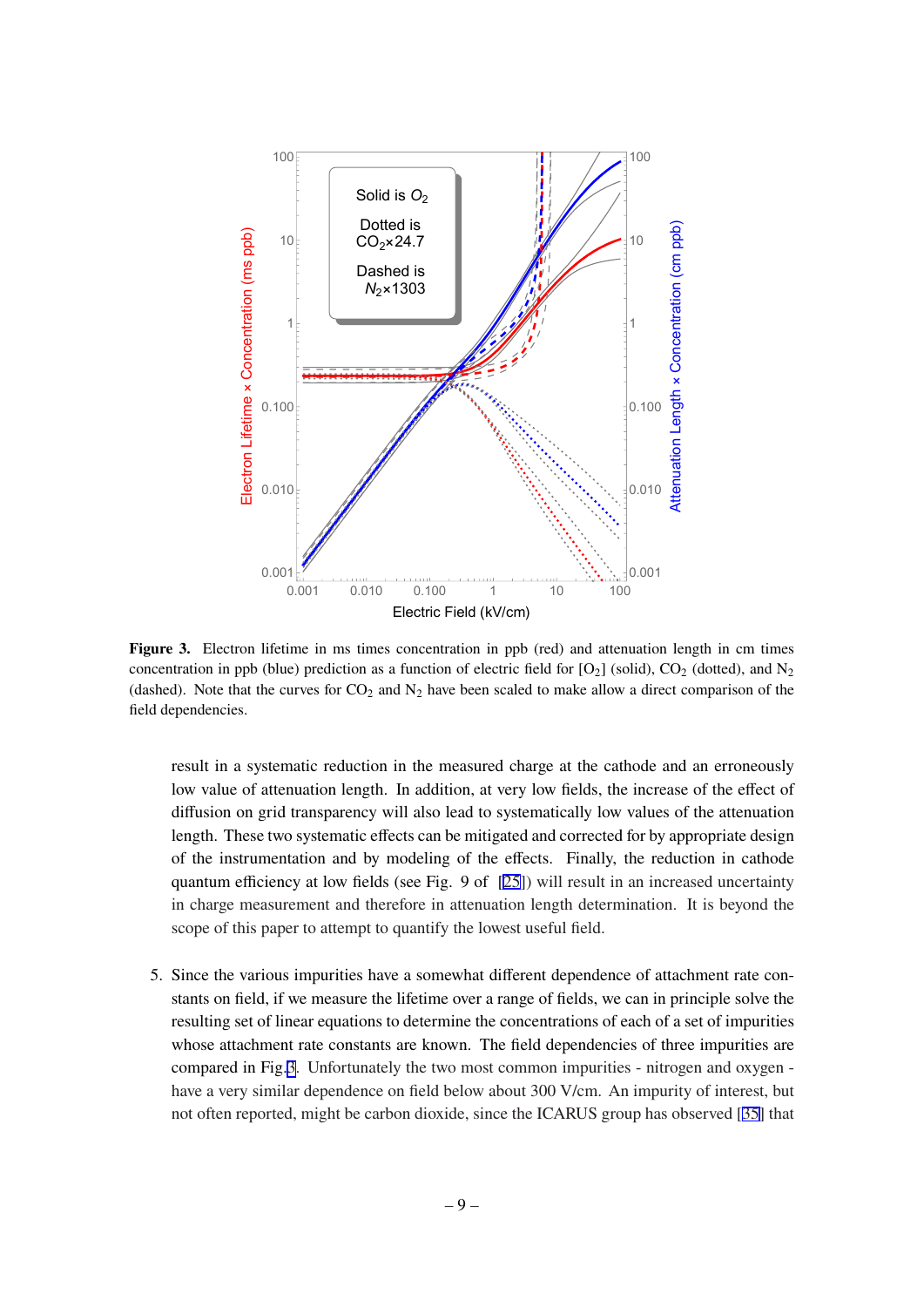**Figure 3.** Electron lifetime in ms times concentration in ppb (red) and attenuation length in cm times concentration in ppb (blue) prediction as a function of electric field for [$O_2$] (solid), $CO_2$ (dotted), and $N_2$ (dashed). Note that the curves for $CO_2$ and $N_2$ have been scaled to make allow a direct comparison of the field dependencies.

result in a systematic reduction in the measured charge at the cathode and an erroneously low value of attenuation length. In addition, at very low fields, the increase of the effect of diffusion on grid transparency will also lead to systematically low values of the attenuation length. These two systematic effects can be mitigated and corrected for by appropriate design of the instrumentation and by modeling of the effects. Finally, the reduction in cathode quantum efficiency at low fields (see Fig. 9 of [25]) will result in an increased uncertainty in charge measurement and therefore in attenuation length determination. It is beyond the scope of this paper to attempt to quantify the lowest useful field.

5. Since the various impurities have a somewhat different dependence of attachment rate constants on field, if we measure the lifetime over a range of fields, we can in principle solve the resulting set of linear equations to determine the concentrations of each of a set of impurities whose attachment rate constants are known. The field dependencies of three impurities are compared in Fig.3. Unfortunately the two most common impurities - nitrogen and oxygen - have a very similar dependence on field below about 300 V/cm. An impurity of interest, but not often reported, might be carbon dioxide, since the ICARUS group has observed [35] that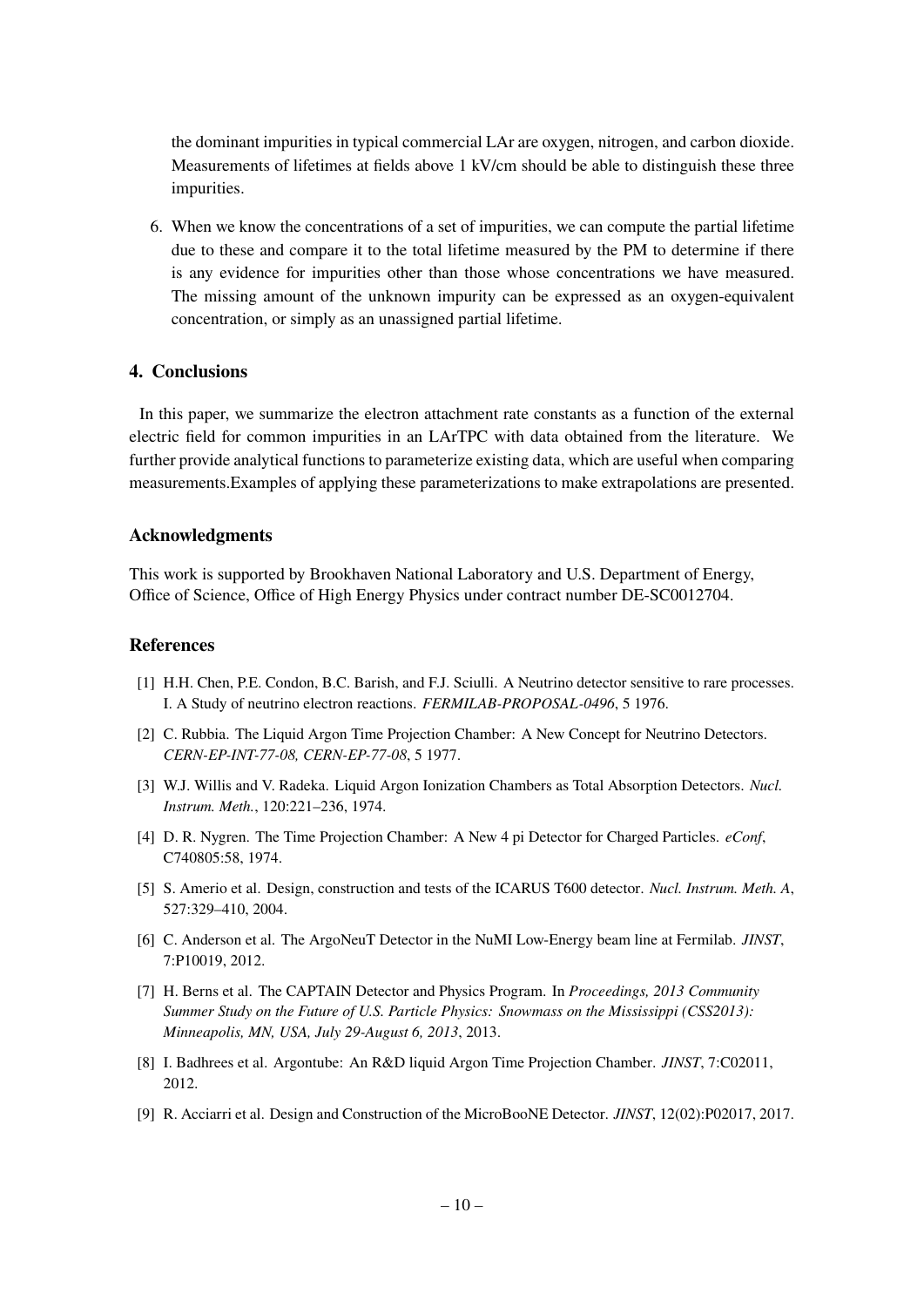the dominant impurities in typical commercial LAr are oxygen, nitrogen, and carbon dioxide. Measurements of lifetimes at fields above 1 kV/cm should be able to distinguish these three impurities.

6. When we know the concentrations of a set of impurities, we can compute the partial lifetime due to these and compare it to the total lifetime measured by the PM to determine if there is any evidence for impurities other than those whose concentrations we have measured. The missing amount of the unknown impurity can be expressed as an oxygen-equivalent concentration, or simply as an unassigned partial lifetime.

## 4. Conclusions

In this paper, we summarize the electron attachment rate constants as a function of the external electric field for common impurities in an LArTPC with data obtained from the literature. We further provide analytical functions to parameterize existing data, which are useful when comparing measurements.Examples of applying these parameterizations to make extrapolations are presented.

## Acknowledgments

This work is supported by Brookhaven National Laboratory and U.S. Department of Energy, Office of Science, Office of High Energy Physics under contract number DE-SC0012704.

## References

[1] H.H. Chen, P.E. Condon, B.C. Barish, and F.J. Sciulli. A Neutrino detector sensitive to rare processes. I. A Study of neutrino electron reactions. *FERMILAB-PROPOSAL-0496*, 5 1976.

[2] C. Rubbia. The Liquid Argon Time Projection Chamber: A New Concept for Neutrino Detectors. *CERN-EP-INT-77-08, CERN-EP-77-08*, 5 1977.

[3] W.J. Willis and V. Radeka. Liquid Argon Ionization Chambers as Total Absorption Detectors. *Nucl. Instrum. Meth.*, 120:221–236, 1974.

[4] D. R. Nygren. The Time Projection Chamber: A New 4 pi Detector for Charged Particles. *eConf*, C740805:58, 1974.

[5] S. Amerio et al. Design, construction and tests of the ICARUS T600 detector. *Nucl. Instrum. Meth. A*, 527:329–410, 2004.

[6] C. Anderson et al. The ArgoNeuT Detector in the NuMI Low-Energy beam line at Fermilab. *JINST*, 7:P10019, 2012.

[7] H. Berns et al. The CAPTAIN Detector and Physics Program. In *Proceedings, 2013 Community Summer Study on the Future of U.S. Particle Physics: Snowmass on the Mississippi (CSS2013): Minneapolis, MN, USA, July 29-August 6, 2013*, 2013.

[8] I. Badhrees et al. Argontube: An R&D liquid Argon Time Projection Chamber. *JINST*, 7:C02011, 2012.

[9] R. Acciarri et al. Design and Construction of the MicroBooNE Detector. *JINST*, 12(02):P02017, 2017.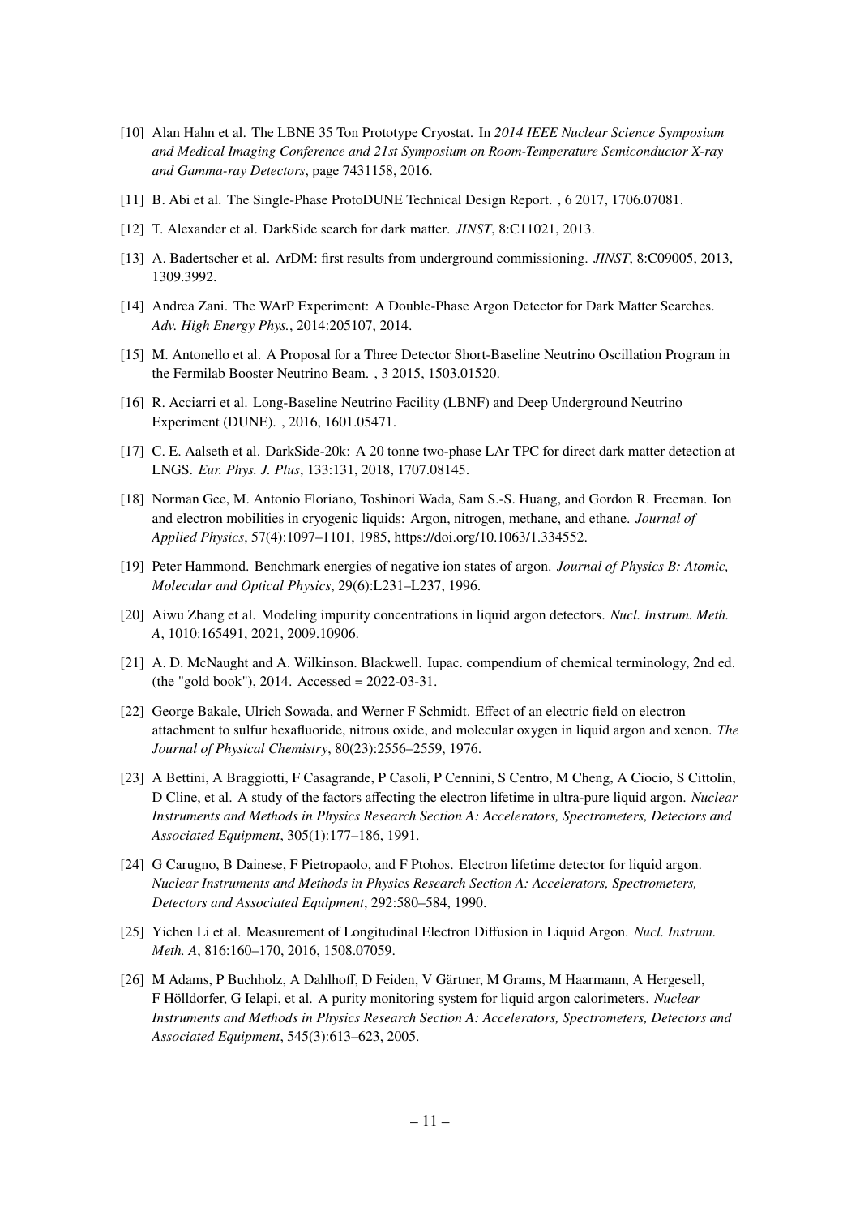[10] Alan Hahn et al. The LBNE 35 Ton Prototype Cryostat. In *2014 IEEE Nuclear Science Symposium and Medical Imaging Conference and 21st Symposium on Room-Temperature Semiconductor X-ray and Gamma-ray Detectors*, page 7431158, 2016.

[11] B. Abi et al. The Single-Phase ProtoDUNE Technical Design Report. , 6 2017, 1706.07081.

[12] T. Alexander et al. DarkSide search for dark matter. *JINST*, 8:C11021, 2013.

[13] A. Badertscher et al. ArDM: first results from underground commissioning. *JINST*, 8:C09005, 2013, 1309.3992.

[14] Andrea Zani. The WArP Experiment: A Double-Phase Argon Detector for Dark Matter Searches. *Adv. High Energy Phys.*, 2014:205107, 2014.

[15] M. Antonello et al. A Proposal for a Three Detector Short-Baseline Neutrino Oscillation Program in the Fermilab Booster Neutrino Beam. , 3 2015, 1503.01520.

[16] R. Acciarri et al. Long-Baseline Neutrino Facility (LBNF) and Deep Underground Neutrino Experiment (DUNE). , 2016, 1601.05471.

[17] C. E. Aalseth et al. DarkSide-20k: A 20 tonne two-phase LAr TPC for direct dark matter detection at LNGS. *Eur. Phys. J. Plus*, 133:131, 2018, 1707.08145.

[18] Norman Gee, M. Antonio Floriano, Toshinori Wada, Sam S.-S. Huang, and Gordon R. Freeman. Ion and electron mobilities in cryogenic liquids: Argon, nitrogen, methane, and ethane. *Journal of Applied Physics*, 57(4):1097–1101, 1985, https://doi.org/10.1063/1.334552.

[19] Peter Hammond. Benchmark energies of negative ion states of argon. *Journal of Physics B: Atomic, Molecular and Optical Physics*, 29(6):L231–L237, 1996.

[20] Aiwu Zhang et al. Modeling impurity concentrations in liquid argon detectors. *Nucl. Instrum. Meth. A*, 1010:165491, 2021, 2009.10906.

[21] A. D. McNaught and A. Wilkinson. Blackwell. Iupac. compendium of chemical terminology, 2nd ed. (the "gold book"), 2014. Accessed = 2022-03-31.

[22] George Bakale, Ulrich Sowada, and Werner F Schmidt. Effect of an electric field on electron attachment to sulfur hexafluoride, nitrous oxide, and molecular oxygen in liquid argon and xenon. *The Journal of Physical Chemistry*, 80(23):2556–2559, 1976.

[23] A Bettini, A Braggiotti, F Casagrande, P Casoli, P Cennini, S Centro, M Cheng, A Ciocio, S Cittolin, D Cline, et al. A study of the factors affecting the electron lifetime in ultra-pure liquid argon. *Nuclear Instruments and Methods in Physics Research Section A: Accelerators, Spectrometers, Detectors and Associated Equipment*, 305(1):177–186, 1991.

[24] G Carugno, B Dainese, F Pietropaolo, and F Ptohos. Electron lifetime detector for liquid argon. *Nuclear Instruments and Methods in Physics Research Section A: Accelerators, Spectrometers, Detectors and Associated Equipment*, 292:580–584, 1990.

[25] Yichen Li et al. Measurement of Longitudinal Electron Diffusion in Liquid Argon. *Nucl. Instrum. Meth. A*, 816:160–170, 2016, 1508.07059.

[26] M Adams, P Buchholz, A Dahlhoff, D Feiden, V Gärtner, M Grams, M Haarmann, A Hergesell, F Hölldorfer, G Ielapi, et al. A purity monitoring system for liquid argon calorimeters. *Nuclear Instruments and Methods in Physics Research Section A: Accelerators, Spectrometers, Detectors and Associated Equipment*, 545(3):613–623, 2005.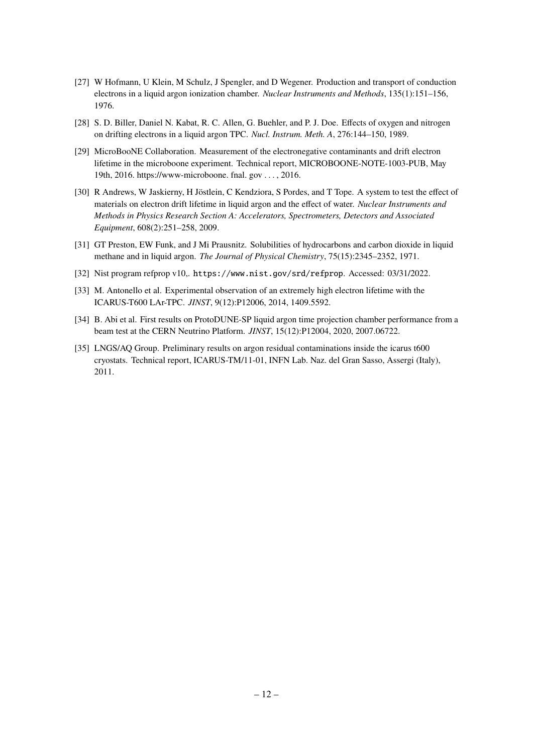[27] W Hofmann, U Klein, M Schulz, J Spengler, and D Wegener. Production and transport of conduction electrons in a liquid argon ionization chamber. *Nuclear Instruments and Methods*, 135(1):151–156, 1976.

[28] S. D. Biller, Daniel N. Kabat, R. C. Allen, G. Buehler, and P. J. Doe. Effects of oxygen and nitrogen on drifting electrons in a liquid argon TPC. *Nucl. Instrum. Meth. A*, 276:144–150, 1989.

[29] MicroBooNE Collaboration. Measurement of the electronegative contaminants and drift electron lifetime in the microboone experiment. Technical report, MICROBOONE-NOTE-1003-PUB, May 19th, 2016. https://www-microboone. fnal. gov . . . , 2016.

[30] R Andrews, W Jaskierny, H Jöstlein, C Kendziora, S Pordes, and T Tope. A system to test the effect of materials on electron drift lifetime in liquid argon and the effect of water. *Nuclear Instruments and Methods in Physics Research Section A: Accelerators, Spectrometers, Detectors and Associated Equipment*, 608(2):251–258, 2009.

[31] GT Preston, EW Funk, and J Mi Prausnitz. Solubilities of hydrocarbons and carbon dioxide in liquid methane and in liquid argon. *The Journal of Physical Chemistry*, 75(15):2345–2352, 1971.

[32] Nist program refprop v10,. `https://www.nist.gov/srd/refprop`. Accessed: 03/31/2022.

[33] M. Antonello et al. Experimental observation of an extremely high electron lifetime with the ICARUS-T600 LAr-TPC. *JINST*, 9(12):P12006, 2014, 1409.5592.

[34] B. Abi et al. First results on ProtoDUNE-SP liquid argon time projection chamber performance from a beam test at the CERN Neutrino Platform. *JINST*, 15(12):P12004, 2020, 2007.06722.

[35] LNGS/AQ Group. Preliminary results on argon residual contaminations inside the icarus t600 cryostats. Technical report, ICARUS-TM/11-01, INFN Lab. Naz. del Gran Sasso, Assergi (Italy), 2011.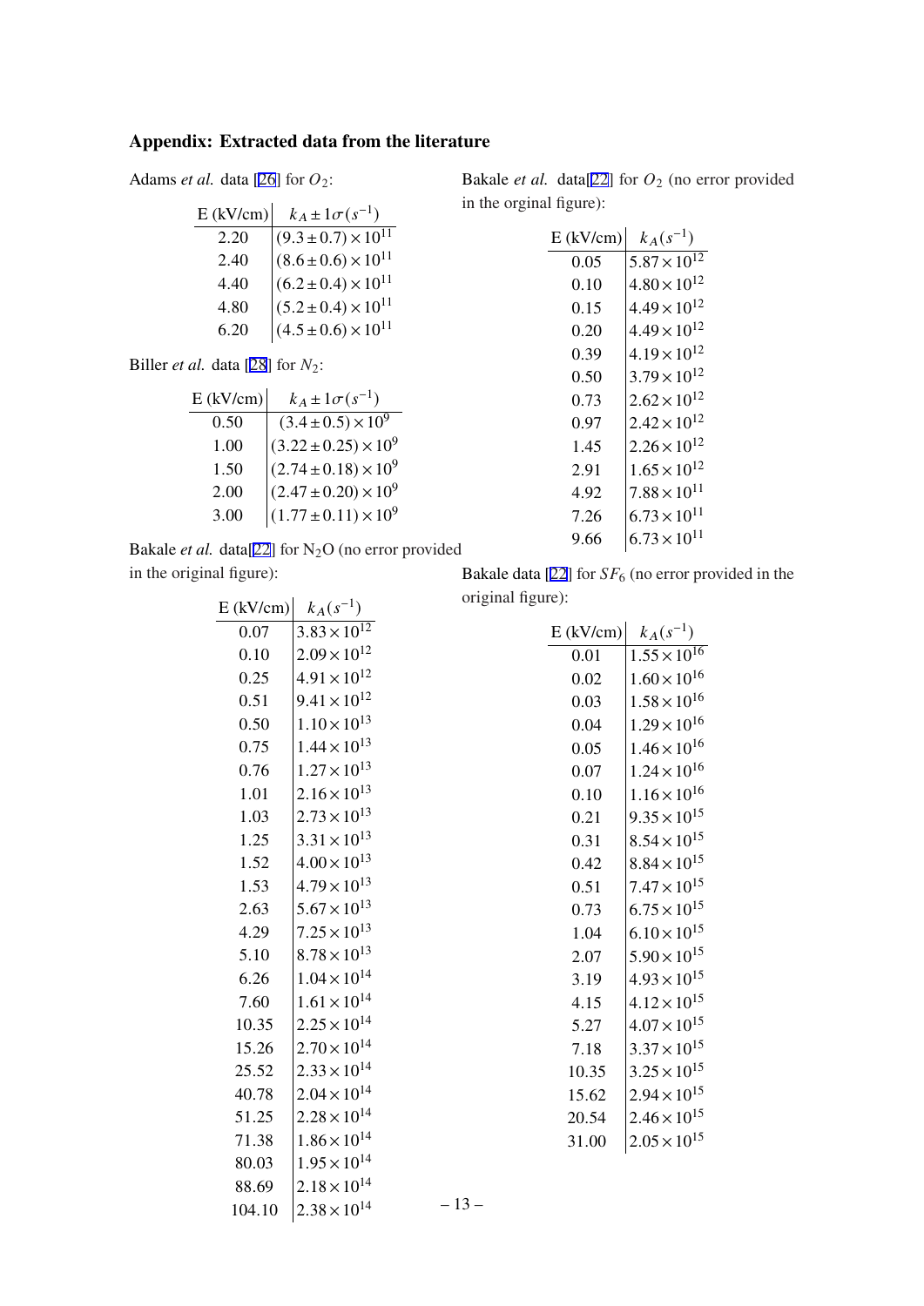## Appendix: Extracted data from the literature

Adams *et al.* data [26] for $O_2$:

| E (kV/cm) | $k_A \pm 1\sigma (s^{-1})$ |
|---|---|
| 2.20 | $(9.3 \pm 0.7) \times 10^{11}$ |
| 2.40 | $(8.6 \pm 0.6) \times 10^{11}$ |
| 4.40 | $(6.2 \pm 0.4) \times 10^{11}$ |
| 4.80 | $(5.2 \pm 0.4) \times 10^{11}$ |
| 6.20 | $(4.5 \pm 0.6) \times 10^{11}$ |

Biller *et al.* data [28] for $N_2$:

| E (kV/cm) | $k_A \pm 1\sigma (s^{-1})$ |
|---|---|
| 0.50 | $(3.4 \pm 0.5) \times 10^{9}$ |
| 1.00 | $(3.22 \pm 0.25) \times 10^{9}$ |
| 1.50 | $(2.74 \pm 0.18) \times 10^{9}$ |
| 2.00 | $(2.47 \pm 0.20) \times 10^{9}$ |
| 3.00 | $(1.77 \pm 0.11) \times 10^{9}$ |

Bakale *et al.* data[22] for $N_2O$ (no error provided in the original figure):

| E (kV/cm) | $k_A (s^{-1})$ |
|---|---|
| 0.07 | $3.83 \times 10^{12}$ |
| 0.10 | $2.09 \times 10^{12}$ |
| 0.25 | $4.91 \times 10^{12}$ |
| 0.51 | $9.41 \times 10^{12}$ |
| 0.50 | $1.10 \times 10^{13}$ |
| 0.75 | $1.44 \times 10^{13}$ |
| 0.76 | $1.27 \times 10^{13}$ |
| 1.01 | $2.16 \times 10^{13}$ |
| 1.03 | $2.73 \times 10^{13}$ |
| 1.25 | $3.31 \times 10^{13}$ |
| 1.52 | $4.00 \times 10^{13}$ |
| 1.53 | $4.79 \times 10^{13}$ |
| 2.63 | $5.67 \times 10^{13}$ |
| 4.29 | $7.25 \times 10^{13}$ |
| 5.10 | $8.78 \times 10^{13}$ |
| 6.26 | $1.04 \times 10^{14}$ |
| 7.60 | $1.61 \times 10^{14}$ |
| 10.35 | $2.25 \times 10^{14}$ |
| 15.26 | $2.70 \times 10^{14}$ |
| 25.52 | $2.33 \times 10^{14}$ |
| 40.78 | $2.04 \times 10^{14}$ |
| 51.25 | $2.28 \times 10^{14}$ |
| 71.38 | $1.86 \times 10^{14}$ |
| 80.03 | $1.95 \times 10^{14}$ |
| 88.69 | $2.18 \times 10^{14}$ |
| 104.10 | $2.38 \times 10^{14}$ |

Bakale *et al.* data[22] for $O_2$ (no error provided in the orginal figure):

| E (kV/cm) | $k_A (s^{-1})$ |
|---|---|
| 0.05 | $5.87 \times 10^{12}$ |
| 0.10 | $4.80 \times 10^{12}$ |
| 0.15 | $4.49 \times 10^{12}$ |
| 0.20 | $4.49 \times 10^{12}$ |
| 0.39 | $4.19 \times 10^{12}$ |
| 0.50 | $3.79 \times 10^{12}$ |
| 0.73 | $2.62 \times 10^{12}$ |
| 0.97 | $2.42 \times 10^{12}$ |
| 1.45 | $2.26 \times 10^{12}$ |
| 2.91 | $1.65 \times 10^{12}$ |
| 4.92 | $7.88 \times 10^{11}$ |
| 7.26 | $6.73 \times 10^{11}$ |
| 9.66 | $6.73 \times 10^{11}$ |

Bakale data [22] for $SF_6$ (no error provided in the original figure):

| E (kV/cm) | $k_A (s^{-1})$ |
|---|---|
| 0.01 | $1.55 \times 10^{16}$ |
| 0.02 | $1.60 \times 10^{16}$ |
| 0.03 | $1.58 \times 10^{16}$ |
| 0.04 | $1.29 \times 10^{16}$ |
| 0.05 | $1.46 \times 10^{16}$ |
| 0.07 | $1.24 \times 10^{16}$ |
| 0.10 | $1.16 \times 10^{16}$ |
| 0.21 | $9.35 \times 10^{15}$ |
| 0.31 | $8.54 \times 10^{15}$ |
| 0.42 | $8.84 \times 10^{15}$ |
| 0.51 | $7.47 \times 10^{15}$ |
| 0.73 | $6.75 \times 10^{15}$ |
| 1.04 | $6.10 \times 10^{15}$ |
| 2.07 | $5.90 \times 10^{15}$ |
| 3.19 | $4.93 \times 10^{15}$ |
| 4.15 | $4.12 \times 10^{15}$ |
| 5.27 | $4.07 \times 10^{15}$ |
| 7.18 | $3.37 \times 10^{15}$ |
| 10.35 | $3.25 \times 10^{15}$ |
| 15.62 | $2.94 \times 10^{15}$ |
| 20.54 | $2.46 \times 10^{15}$ |
| 31.00 | $2.05 \times 10^{15}$ |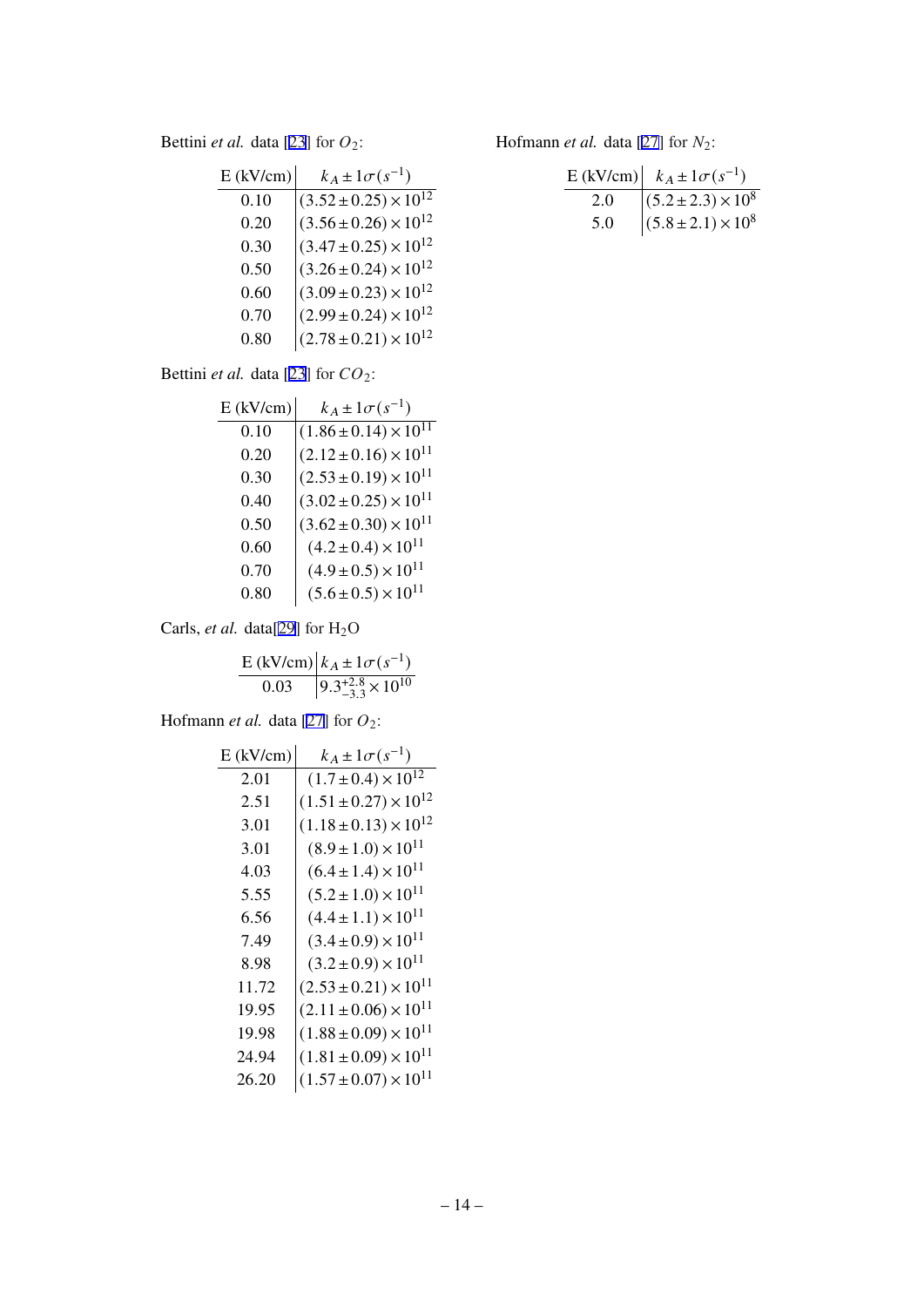Bettini *et al.* data [23] for $O_2$:

| E (kV/cm) | $k_A \pm 1\sigma (s^{-1})$ |
|---|---|
| 0.10 | $(3.52 \pm 0.25) \times 10^{12}$ |
| 0.20 | $(3.56 \pm 0.26) \times 10^{12}$ |
| 0.30 | $(3.47 \pm 0.25) \times 10^{12}$ |
| 0.50 | $(3.26 \pm 0.24) \times 10^{12}$ |
| 0.60 | $(3.09 \pm 0.23) \times 10^{12}$ |
| 0.70 | $(2.99 \pm 0.24) \times 10^{12}$ |
| 0.80 | $(2.78 \pm 0.21) \times 10^{12}$ |

Bettini *et al.* data [23] for $CO_2$:

| E (kV/cm) | $k_A \pm 1\sigma (s^{-1})$ |
|---|---|
| 0.10 | $(1.86 \pm 0.14) \times 10^{11}$ |
| 0.20 | $(2.12 \pm 0.16) \times 10^{11}$ |
| 0.30 | $(2.53 \pm 0.19) \times 10^{11}$ |
| 0.40 | $(3.02 \pm 0.25) \times 10^{11}$ |
| 0.50 | $(3.62 \pm 0.30) \times 10^{11}$ |
| 0.60 | $(4.2 \pm 0.4) \times 10^{11}$ |
| 0.70 | $(4.9 \pm 0.5) \times 10^{11}$ |
| 0.80 | $(5.6 \pm 0.5) \times 10^{11}$ |

Carls, *et al.* data[29] for $H_2O$

| E (kV/cm) | $k_A \pm 1\sigma (s^{-1})$ |
|---|---|
| 0.03 | $9.3^{+2.8}_{-3.3} \times 10^{10}$ |

Hofmann *et al.* data [27] for $O_2$:

| E (kV/cm) | $k_A \pm 1\sigma (s^{-1})$ |
|---|---|
| 2.01 | $(1.7 \pm 0.4) \times 10^{12}$ |
| 2.51 | $(1.51 \pm 0.27) \times 10^{12}$ |
| 3.01 | $(1.18 \pm 0.13) \times 10^{12}$ |
| 3.01 | $(8.9 \pm 1.0) \times 10^{11}$ |
| 4.03 | $(6.4 \pm 1.4) \times 10^{11}$ |
| 5.55 | $(5.2 \pm 1.0) \times 10^{11}$ |
| 6.56 | $(4.4 \pm 1.1) \times 10^{11}$ |
| 7.49 | $(3.4 \pm 0.9) \times 10^{11}$ |
| 8.98 | $(3.2 \pm 0.9) \times 10^{11}$ |
| 11.72 | $(2.53 \pm 0.21) \times 10^{11}$ |
| 19.95 | $(2.11 \pm 0.06) \times 10^{11}$ |
| 19.98 | $(1.88 \pm 0.09) \times 10^{11}$ |
| 24.94 | $(1.81 \pm 0.09) \times 10^{11}$ |
| 26.20 | $(1.57 \pm 0.07) \times 10^{11}$ |

Hofmann *et al.* data [27] for $N_2$:

| E (kV/cm) | $k_A \pm 1\sigma (s^{-1})$ |
|---|---|
| 2.0 | $(5.2 \pm 2.3) \times 10^{8}$ |
| 5.0 | $(5.8 \pm 2.1) \times 10^{8}$ |